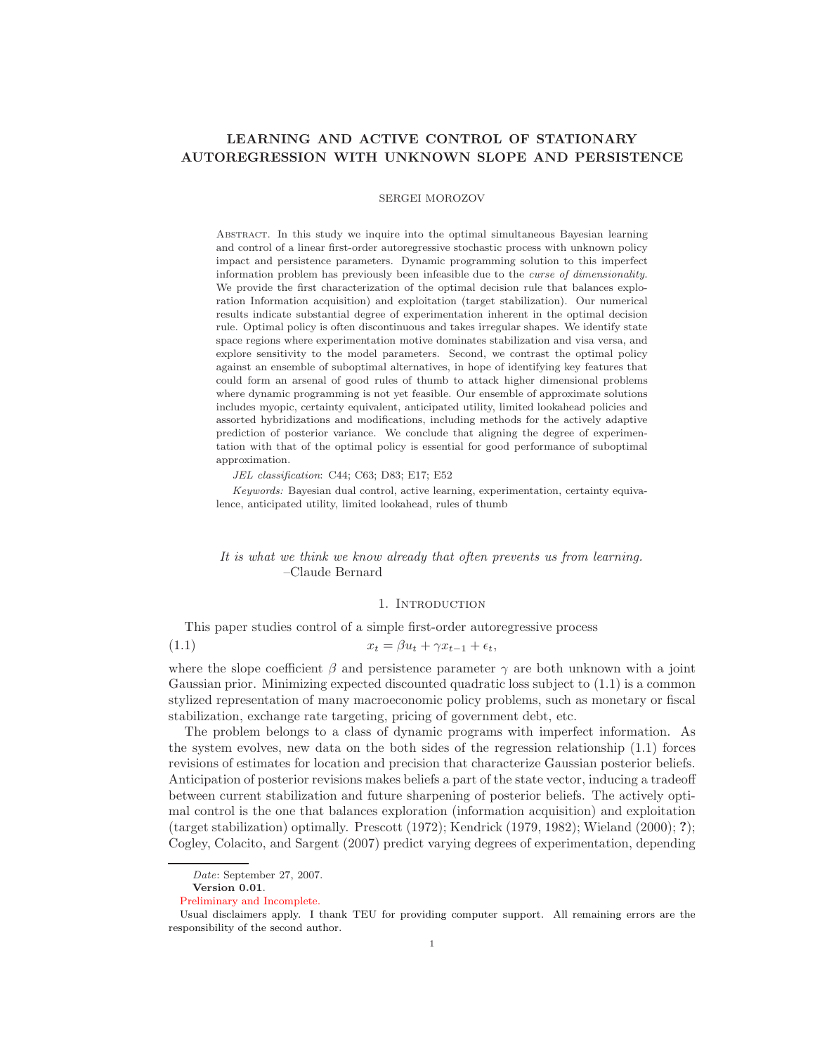# LEARNING AND ACTIVE CONTROL OF STATIONARY AUTOREGRESSION WITH UNKNOWN SLOPE AND PERSISTENCE

SERGEI MOROZOV

Abstract. In this study we inquire into the optimal simultaneous Bayesian learning and control of a linear first-order autoregressive stochastic process with unknown policy impact and persistence parameters. Dynamic programming solution to this imperfect information problem has previously been infeasible due to the *curse of dimensionality*. We provide the first characterization of the optimal decision rule that balances exploration Information acquisition) and exploitation (target stabilization). Our numerical results indicate substantial degree of experimentation inherent in the optimal decision rule. Optimal policy is often discontinuous and takes irregular shapes. We identify state space regions where experimentation motive dominates stabilization and visa versa, and explore sensitivity to the model parameters. Second, we contrast the optimal policy against an ensemble of suboptimal alternatives, in hope of identifying key features that could form an arsenal of good rules of thumb to attack higher dimensional problems where dynamic programming is not yet feasible. Our ensemble of approximate solutions includes myopic, certainty equivalent, anticipated utility, limited lookahead policies and assorted hybridizations and modifications, including methods for the actively adaptive prediction of posterior variance. We conclude that aligning the degree of experimentation with that of the optimal policy is essential for good performance of suboptimal approximation.

*JEL classification*: C44; C63; D83; E17; E52

*Keywords:* Bayesian dual control, active learning, experimentation, certainty equivalence, anticipated utility, limited lookahead, rules of thumb

*It is what we think we know already that often prevents us from learning.*
–Claude Bernard

## 1. Introduction

This paper studies control of a simple first-order autoregressive process

$$x_t = \beta u_t + \gamma x_{t-1} + \epsilon_t, \tag{1.1}$$

where the slope coefficient $\beta$ and persistence parameter $\gamma$ are both unknown with a joint Gaussian prior. Minimizing expected discounted quadratic loss subject to (1.1) is a common stylized representation of many macroeconomic policy problems, such as monetary or fiscal stabilization, exchange rate targeting, pricing of government debt, etc.

The problem belongs to a class of dynamic programs with imperfect information. As the system evolves, new data on the both sides of the regression relationship (1.1) forces revisions of estimates for location and precision that characterize Gaussian posterior beliefs. Anticipation of posterior revisions makes beliefs a part of the state vector, inducing a tradeoff between current stabilization and future sharpening of posterior beliefs. The actively optimal control is the one that balances exploration (information acquisition) and exploitation (target stabilization) optimally. Prescott (1972); Kendrick (1979, 1982); Wieland (2000); **?**); Cogley, Colacito, and Sargent (2007) predict varying degrees of experimentation, depending

*Date*: September 27, 2007.
**Version 0.01**.
Preliminary and Incomplete.
Usual disclaimers apply. I thank TEU for providing computer support. All remaining errors are the responsibility of the second author.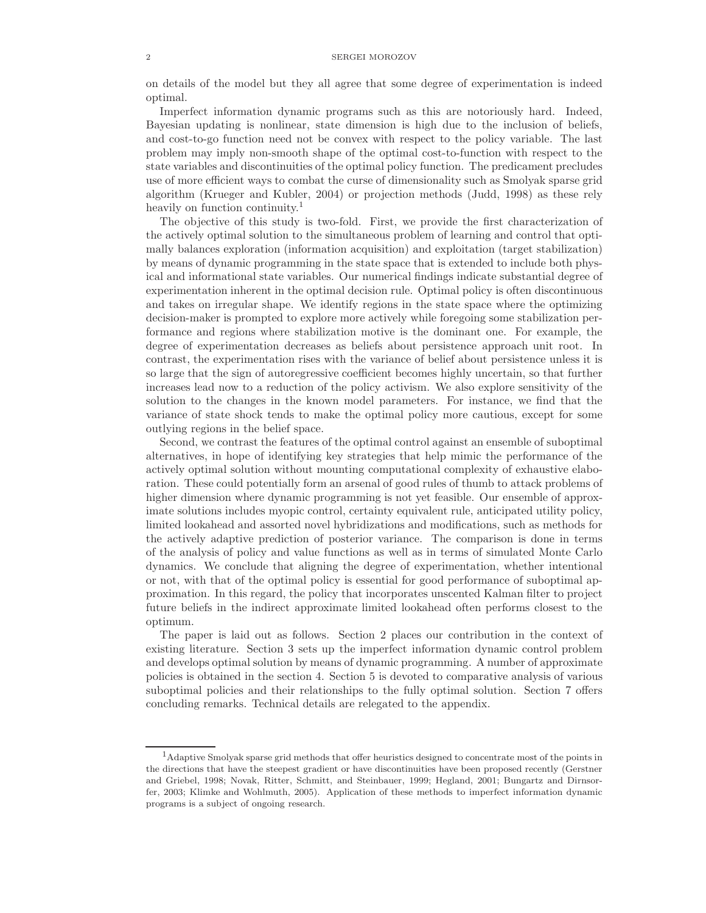on details of the model but they all agree that some degree of experimentation is indeed optimal.

Imperfect information dynamic programs such as this are notoriously hard. Indeed, Bayesian updating is nonlinear, state dimension is high due to the inclusion of beliefs, and cost-to-go function need not be convex with respect to the policy variable. The last problem may imply non-smooth shape of the optimal cost-to-function with respect to the state variables and discontinuities of the optimal policy function. The predicament precludes use of more efficient ways to combat the curse of dimensionality such as Smolyak sparse grid algorithm (Krueger and Kubler, 2004) or projection methods (Judd, 1998) as these rely heavily on function continuity.[1]

The objective of this study is two-fold. First, we provide the first characterization of the actively optimal solution to the simultaneous problem of learning and control that optimally balances exploration (information acquisition) and exploitation (target stabilization) by means of dynamic programming in the state space that is extended to include both physical and informational state variables. Our numerical findings indicate substantial degree of experimentation inherent in the optimal decision rule. Optimal policy is often discontinuous and takes on irregular shape. We identify regions in the state space where the optimizing decision-maker is prompted to explore more actively while foregoing some stabilization performance and regions where stabilization motive is the dominant one. For example, the degree of experimentation decreases as beliefs about persistence approach unit root. In contrast, the experimentation rises with the variance of belief about persistence unless it is so large that the sign of autoregressive coefficient becomes highly uncertain, so that further increases lead now to a reduction of the policy activism. We also explore sensitivity of the solution to the changes in the known model parameters. For instance, we find that the variance of state shock tends to make the optimal policy more cautious, except for some outlying regions in the belief space.

Second, we contrast the features of the optimal control against an ensemble of suboptimal alternatives, in hope of identifying key strategies that help mimic the performance of the actively optimal solution without mounting computational complexity of exhaustive elaboration. These could potentially form an arsenal of good rules of thumb to attack problems of higher dimension where dynamic programming is not yet feasible. Our ensemble of approximate solutions includes myopic control, certainty equivalent rule, anticipated utility policy, limited lookahead and assorted novel hybridizations and modifications, such as methods for the actively adaptive prediction of posterior variance. The comparison is done in terms of the analysis of policy and value functions as well as in terms of simulated Monte Carlo dynamics. We conclude that aligning the degree of experimentation, whether intentional or not, with that of the optimal policy is essential for good performance of suboptimal approximation. In this regard, the policy that incorporates unscented Kalman filter to project future beliefs in the indirect approximate limited lookahead often performs closest to the optimum.

The paper is laid out as follows. Section 2 places our contribution in the context of existing literature. Section 3 sets up the imperfect information dynamic control problem and develops optimal solution by means of dynamic programming. A number of approximate policies is obtained in the section 4. Section 5 is devoted to comparative analysis of various suboptimal policies and their relationships to the fully optimal solution. Section 7 offers concluding remarks. Technical details are relegated to the appendix.

---

[1] Adaptive Smolyak sparse grid methods that offer heuristics designed to concentrate most of the points in the directions that have the steepest gradient or have discontinuities have been proposed recently (Gerstner and Griebel, 1998; Novak, Ritter, Schmitt, and Steinbauer, 1999; Hegland, 2001; Bungartz and Dirnsorfer, 2003; Klimke and Wohlmuth, 2005). Application of these methods to imperfect information dynamic programs is a subject of ongoing research.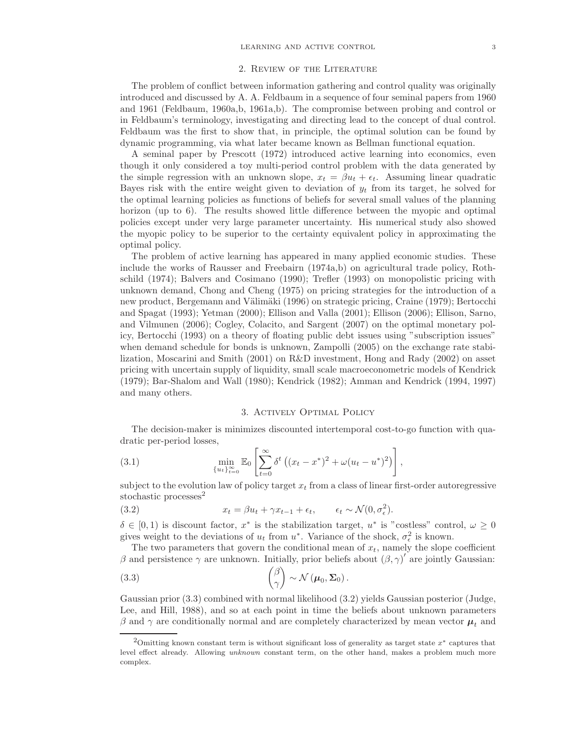## 2. Review of the Literature

The problem of conflict between information gathering and control quality was originally introduced and discussed by A. A. Feldbaum in a sequence of four seminal papers from 1960 and 1961 (Feldbaum, 1960a,b, 1961a,b). The compromise between probing and control or in Feldbaum's terminology, investigating and directing lead to the concept of dual control. Feldbaum was the first to show that, in principle, the optimal solution can be found by dynamic programming, via what later became known as Bellman functional equation.

A seminal paper by Prescott (1972) introduced active learning into economics, even though it only considered a toy multi-period control problem with the data generated by the simple regression with an unknown slope, $x_t = \beta u_t + \epsilon_t$. Assuming linear quadratic Bayes risk with the entire weight given to deviation of $y_t$ from its target, he solved for the optimal learning policies as functions of beliefs for several small values of the planning horizon (up to 6). The results showed little difference between the myopic and optimal policies except under very large parameter uncertainty. His numerical study also showed the myopic policy to be superior to the certainty equivalent policy in approximating the optimal policy.

The problem of active learning has appeared in many applied economic studies. These include the works of Rausser and Freebairn (1974a,b) on agricultural trade policy, Rothschild (1974); Balvers and Cosimano (1990); Trefler (1993) on monopolistic pricing with unknown demand, Chong and Cheng (1975) on pricing strategies for the introduction of a new product, Bergemann and Välimäki (1996) on strategic pricing, Craine (1979); Bertocchi and Spagat (1993); Yetman (2000); Ellison and Valla (2001); Ellison (2006); Ellison, Sarno, and Vilmunen (2006); Cogley, Colacito, and Sargent (2007) on the optimal monetary policy, Bertocchi (1993) on a theory of floating public debt issues using "subscription issues" when demand schedule for bonds is unknown, Zampolli (2005) on the exchange rate stabilization, Moscarini and Smith (2001) on R&D investment, Hong and Rady (2002) on asset pricing with uncertain supply of liquidity, small scale macroeconometric models of Kendrick (1979); Bar-Shalom and Wall (1980); Kendrick (1982); Amman and Kendrick (1994, 1997) and many others.

## 3. Actively Optimal Policy

The decision-maker is minimizes discounted intertemporal cost-to-go function with quadratic per-period losses,

$$\min_{\{u_t\}_{t=0}^{\infty}} \mathbb{E}_0 \left[ \sum_{t=0}^{\infty} \delta^t \left( (x_t - x^*)^2 + \omega (u_t - u^*)^2 \right) \right], \tag{3.1}$$

subject to the evolution law of policy target $x_t$ from a class of linear first-order autoregressive stochastic processes[2]

$$x_t = \beta u_t + \gamma x_{t-1} + \epsilon_t, \qquad \epsilon_t \sim \mathcal{N}(0, \sigma_\epsilon^2). \tag{3.2}$$

$\delta \in [0, 1)$ is discount factor, $x^*$ is the stabilization target, $u^*$ is "costless" control, $\omega \geq 0$ gives weight to the deviations of $u_t$ from $u^*$. Variance of the shock, $\sigma_\epsilon^2$ is known.

The two parameters that govern the conditional mean of $x_t$, namely the slope coefficient $\beta$ and persistence $\gamma$ are unknown. Initially, prior beliefs about $(\beta, \gamma)'$ are jointly Gaussian:

$$\begin{pmatrix} \beta \\ \gamma \end{pmatrix} \sim \mathcal{N}(\boldsymbol{\mu}_0, \boldsymbol{\Sigma}_0). \tag{3.3}$$

Gaussian prior (3.3) combined with normal likelihood (3.2) yields Gaussian posterior (Judge, Lee, and Hill, 1988), and so at each point in time the beliefs about unknown parameters $\beta$ and $\gamma$ are conditionally normal and are completely characterized by mean vector $\boldsymbol{\mu}_t$ and

[2] Omitting known constant term is without significant loss of generality as target state $x^*$ captures that level effect already. Allowing *unknown* constant term, on the other hand, makes a problem much more complex.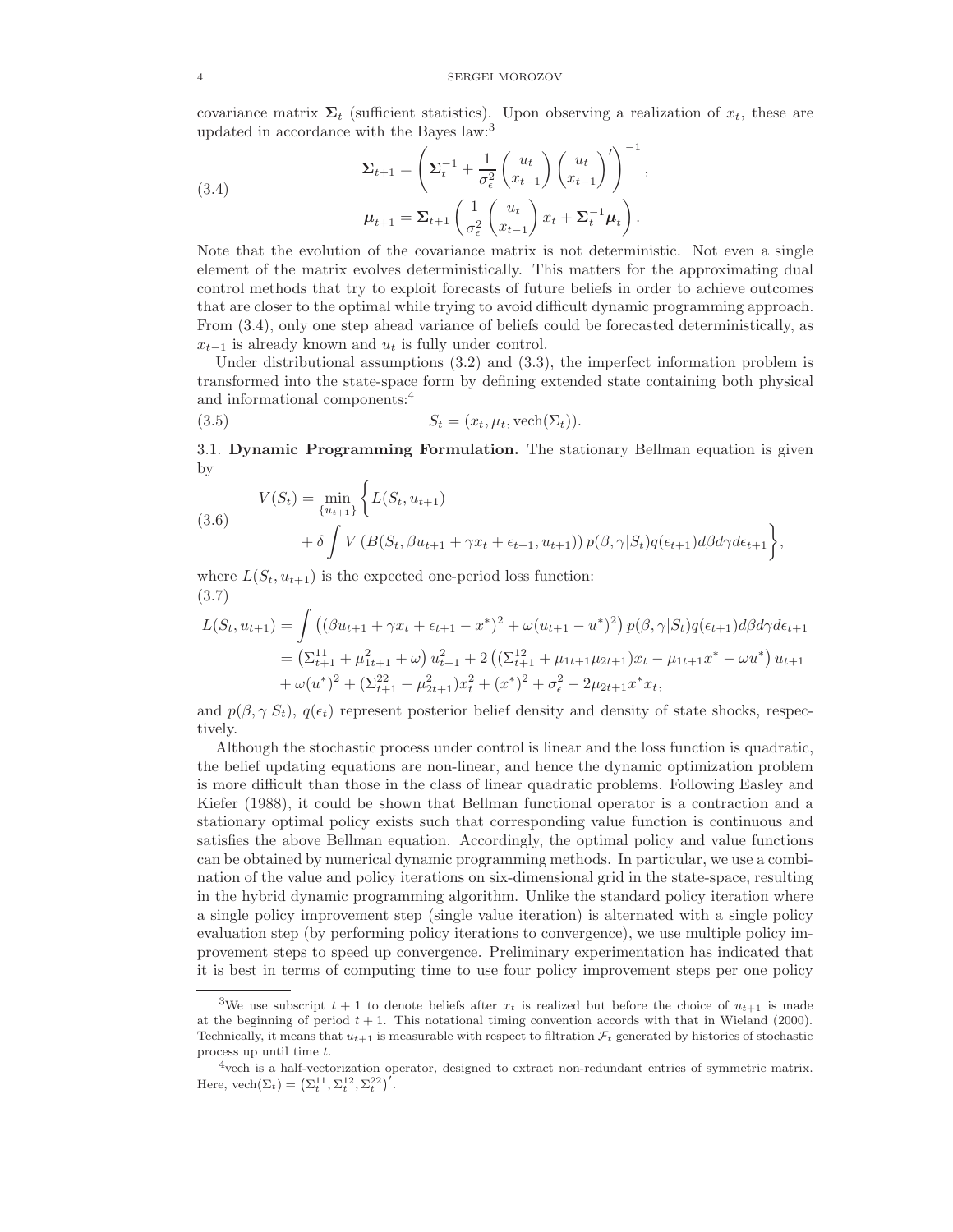covariance matrix $\boldsymbol{\Sigma}_t$ (sufficient statistics). Upon observing a realization of $x_t$, these are updated in accordance with the Bayes law:[3]

$$
\begin{aligned}
\boldsymbol{\Sigma}_{t+1} &= \left( \boldsymbol{\Sigma}_t^{-1} + \frac{1}{\sigma_\epsilon^2} \begin{pmatrix} u_t \\ x_{t-1} \end{pmatrix} \begin{pmatrix} u_t \\ x_{t-1} \end{pmatrix}' \right)^{-1}, \\
\boldsymbol{\mu}_{t+1} &= \boldsymbol{\Sigma}_{t+1} \left( \frac{1}{\sigma_\epsilon^2} \begin{pmatrix} u_t \\ x_{t-1} \end{pmatrix} x_t + \boldsymbol{\Sigma}_t^{-1} \boldsymbol{\mu}_t \right).
\end{aligned}
\tag{3.4}
$$

Note that the evolution of the covariance matrix is not deterministic. Not even a single element of the matrix evolves deterministically. This matters for the approximating dual control methods that try to exploit forecasts of future beliefs in order to achieve outcomes that are closer to the optimal while trying to avoid difficult dynamic programming approach. From (3.4), only one step ahead variance of beliefs could be forecasted deterministically, as $x_{t-1}$ is already known and $u_t$ is fully under control.

Under distributional assumptions (3.2) and (3.3), the imperfect information problem is transformed into the state-space form by defining extended state containing both physical and informational components:[4]

$$
S_t = (x_t, \mu_t, \mathrm{vech}(\Sigma_t)). \tag{3.5}
$$

3.1. **Dynamic Programming Formulation.** The stationary Bellman equation is given by

$$
\begin{aligned}
V(S_t) = \min_{\{u_{t+1}\}} \Bigg\{ & L(S_t, u_{t+1}) \\
& + \delta \int V\left( B(S_t, \beta u_{t+1} + \gamma x_t + \epsilon_{t+1}, u_{t+1}) \right) p(\beta, \gamma | S_t) q(\epsilon_{t+1}) d\beta d\gamma d\epsilon_{t+1} \Bigg\},
\end{aligned}
\tag{3.6}
$$

where $L(S_t, u_{t+1})$ is the expected one-period loss function:

$$
\begin{aligned}
L(S_t, u_{t+1}) &= \int \left( (\beta u_{t+1} + \gamma x_t + \epsilon_{t+1} - x^*)^2 + \omega (u_{t+1} - u^*)^2 \right) p(\beta, \gamma | S_t) q(\epsilon_{t+1}) d\beta d\gamma d\epsilon_{t+1} \\
&= \left( \Sigma_{t+1}^{11} + \mu_{1t+1}^2 + \omega \right) u_{t+1}^2 + 2 \left( (\Sigma_{t+1}^{12} + \mu_{1t+1}\mu_{2t+1}) x_t - \mu_{1t+1} x^* - \omega u^* \right) u_{t+1} \\
&\quad + \omega (u^*)^2 + (\Sigma_{t+1}^{22} + \mu_{2t+1}^2) x_t^2 + (x^*)^2 + \sigma_\epsilon^2 - 2\mu_{2t+1} x^* x_t,
\end{aligned}
\tag{3.7}
$$

and $p(\beta, \gamma | S_t)$, $q(\epsilon_t)$ represent posterior belief density and density of state shocks, respectively.

Although the stochastic process under control is linear and the loss function is quadratic, the belief updating equations are non-linear, and hence the dynamic optimization problem is more difficult than those in the class of linear quadratic problems. Following Easley and Kiefer (1988), it could be shown that Bellman functional operator is a contraction and a stationary optimal policy exists such that corresponding value function is continuous and satisfies the above Bellman equation. Accordingly, the optimal policy and value functions can be obtained by numerical dynamic programming methods. In particular, we use a combination of the value and policy iterations on six-dimensional grid in the state-space, resulting in the hybrid dynamic programming algorithm. Unlike the standard policy iteration where a single policy improvement step (single value iteration) is alternated with a single policy evaluation step (by performing policy iterations to convergence), we use multiple policy improvement steps to speed up convergence. Preliminary experimentation has indicated that it is best in terms of computing time to use four policy improvement steps per one policy

---

[3] We use subscript $t+1$ to denote beliefs after $x_t$ is realized but before the choice of $u_{t+1}$ is made at the beginning of period $t+1$. This notational timing convention accords with that in Wieland (2000). Technically, it means that $u_{t+1}$ is measurable with respect to filtration $\mathcal{F}_t$ generated by histories of stochastic process up until time $t$.

[4] vech is a half-vectorization operator, designed to extract non-redundant entries of symmetric matrix. Here, $\mathrm{vech}(\Sigma_t) = \left( \Sigma_t^{11}, \Sigma_t^{12}, \Sigma_t^{22} \right)'$.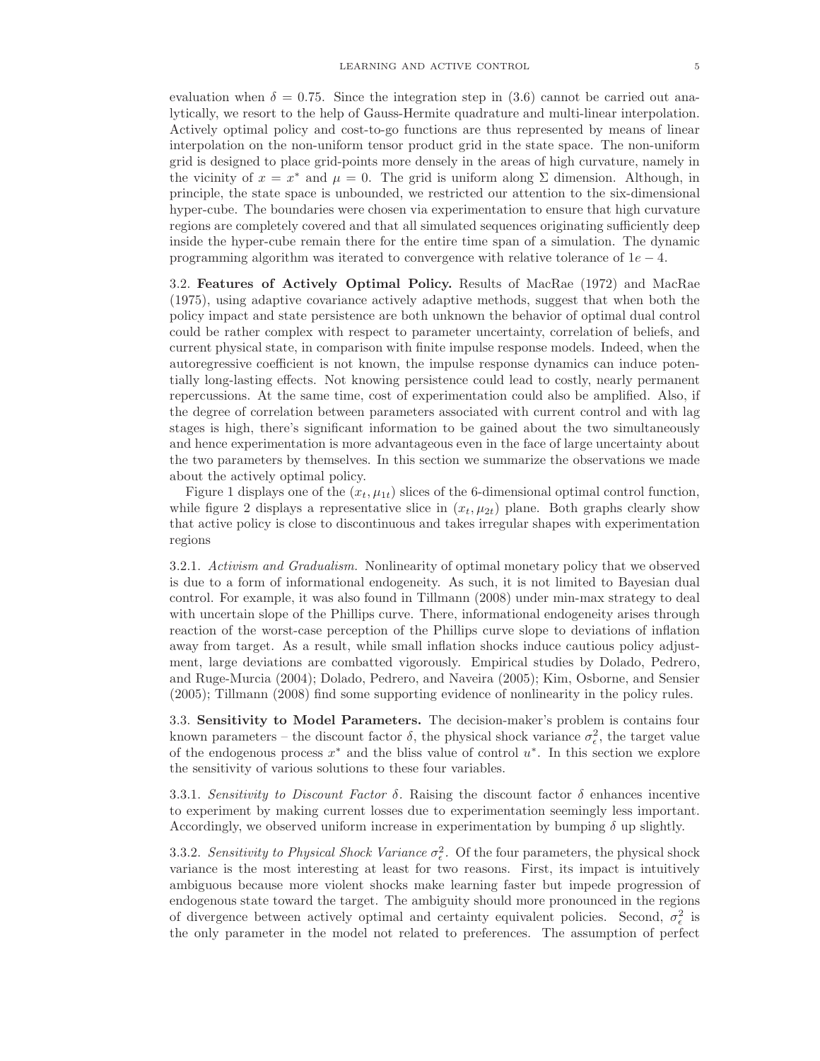evaluation when $\delta = 0.75$. Since the integration step in (3.6) cannot be carried out analytically, we resort to the help of Gauss-Hermite quadrature and multi-linear interpolation. Actively optimal policy and cost-to-go functions are thus represented by means of linear interpolation on the non-uniform tensor product grid in the state space. The non-uniform grid is designed to place grid-points more densely in the areas of high curvature, namely in the vicinity of $x = x^*$ and $\mu = 0$. The grid is uniform along $\Sigma$ dimension. Although, in principle, the state space is unbounded, we restricted our attention to the six-dimensional hyper-cube. The boundaries were chosen via experimentation to ensure that high curvature regions are completely covered and that all simulated sequences originating sufficiently deep inside the hyper-cube remain there for the entire time span of a simulation. The dynamic programming algorithm was iterated to convergence with relative tolerance of $1e - 4$.

### 3.2. Features of Actively Optimal Policy.

Results of MacRae (1972) and MacRae (1975), using adaptive covariance actively adaptive methods, suggest that when both the policy impact and state persistence are both unknown the behavior of optimal dual control could be rather complex with respect to parameter uncertainty, correlation of beliefs, and current physical state, in comparison with finite impulse response models. Indeed, when the autoregressive coefficient is not known, the impulse response dynamics can induce potentially long-lasting effects. Not knowing persistence could lead to costly, nearly permanent repercussions. At the same time, cost of experimentation could also be amplified. Also, if the degree of correlation between parameters associated with current control and with lag stages is high, there's significant information to be gained about the two simultaneously and hence experimentation is more advantageous even in the face of large uncertainty about the two parameters by themselves. In this section we summarize the observations we made about the actively optimal policy.

Figure 1 displays one of the $(x_t, \mu_{1t})$ slices of the 6-dimensional optimal control function, while figure 2 displays a representative slice in $(x_t, \mu_{2t})$ plane. Both graphs clearly show that active policy is close to discontinuous and takes irregular shapes with experimentation regions

#### 3.2.1. *Activism and Gradualism.*

Nonlinearity of optimal monetary policy that we observed is due to a form of informational endogeneity. As such, it is not limited to Bayesian dual control. For example, it was also found in Tillmann (2008) under min-max strategy to deal with uncertain slope of the Phillips curve. There, informational endogeneity arises through reaction of the worst-case perception of the Phillips curve slope to deviations of inflation away from target. As a result, while small inflation shocks induce cautious policy adjustment, large deviations are combatted vigorously. Empirical studies by Dolado, Pedrero, and Ruge-Murcia (2004); Dolado, Pedrero, and Naveira (2005); Kim, Osborne, and Sensier (2005); Tillmann (2008) find some supporting evidence of nonlinearity in the policy rules.

### 3.3. Sensitivity to Model Parameters.

The decision-maker's problem is contains four known parameters – the discount factor $\delta$, the physical shock variance $\sigma_\epsilon^2$, the target value of the endogenous process $x^*$ and the bliss value of control $u^*$. In this section we explore the sensitivity of various solutions to these four variables.

#### 3.3.1. *Sensitivity to Discount Factor $\delta$.*

Raising the discount factor $\delta$ enhances incentive to experiment by making current losses due to experimentation seemingly less important. Accordingly, we observed uniform increase in experimentation by bumping $\delta$ up slightly.

#### 3.3.2. *Sensitivity to Physical Shock Variance $\sigma_\epsilon^2$.*

Of the four parameters, the physical shock variance is the most interesting at least for two reasons. First, its impact is intuitively ambiguous because more violent shocks make learning faster but impede progression of endogenous state toward the target. The ambiguity should more pronounced in the regions of divergence between actively optimal and certainty equivalent policies. Second, $\sigma_\epsilon^2$ is the only parameter in the model not related to preferences. The assumption of perfect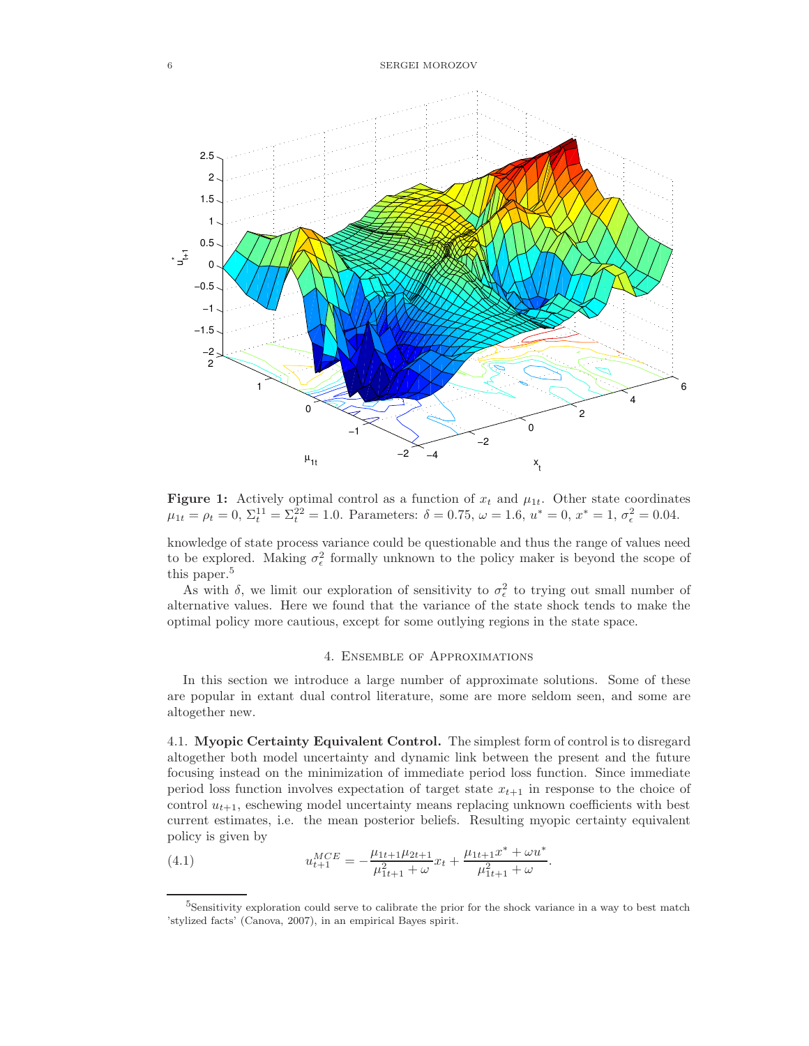**Figure 1:** Actively optimal control as a function of $x_t$ and $\mu_{1t}$. Other state coordinates $\mu_{1t} = \rho_t = 0$, $\Sigma_t^{11} = \Sigma_t^{22} = 1.0$. Parameters: $\delta = 0.75$, $\omega = 1.6$, $u^* = 0$, $x^* = 1$, $\sigma_\epsilon^2 = 0.04$.

knowledge of state process variance could be questionable and thus the range of values need to be explored. Making $\sigma_\epsilon^2$ formally unknown to the policy maker is beyond the scope of this paper.[5]

As with $\delta$, we limit our exploration of sensitivity to $\sigma_\epsilon^2$ to trying out small number of alternative values. Here we found that the variance of the state shock tends to make the optimal policy more cautious, except for some outlying regions in the state space.

## 4. Ensemble of Approximations

In this section we introduce a large number of approximate solutions. Some of these are popular in extant dual control literature, some are more seldom seen, and some are altogether new.

### 4.1. Myopic Certainty Equivalent Control.

The simplest form of control is to disregard altogether both model uncertainty and dynamic link between the present and the future focusing instead on the minimization of immediate period loss function. Since immediate period loss function involves expectation of target state $x_{t+1}$ in response to the choice of control $u_{t+1}$, eschewing model uncertainty means replacing unknown coefficients with best current estimates, i.e. the mean posterior beliefs. Resulting myopic certainty equivalent policy is given by

$$u_{t+1}^{MCE} = -\frac{\mu_{1t+1}\mu_{2t+1}}{\mu_{1t+1}^2 + \omega} x_t + \frac{\mu_{1t+1}x^* + \omega u^*}{\mu_{1t+1}^2 + \omega}. \tag{4.1}$$

[5] Sensitivity exploration could serve to calibrate the prior for the shock variance in a way to best match 'stylized facts' (Canova, 2007), in an empirical Bayes spirit.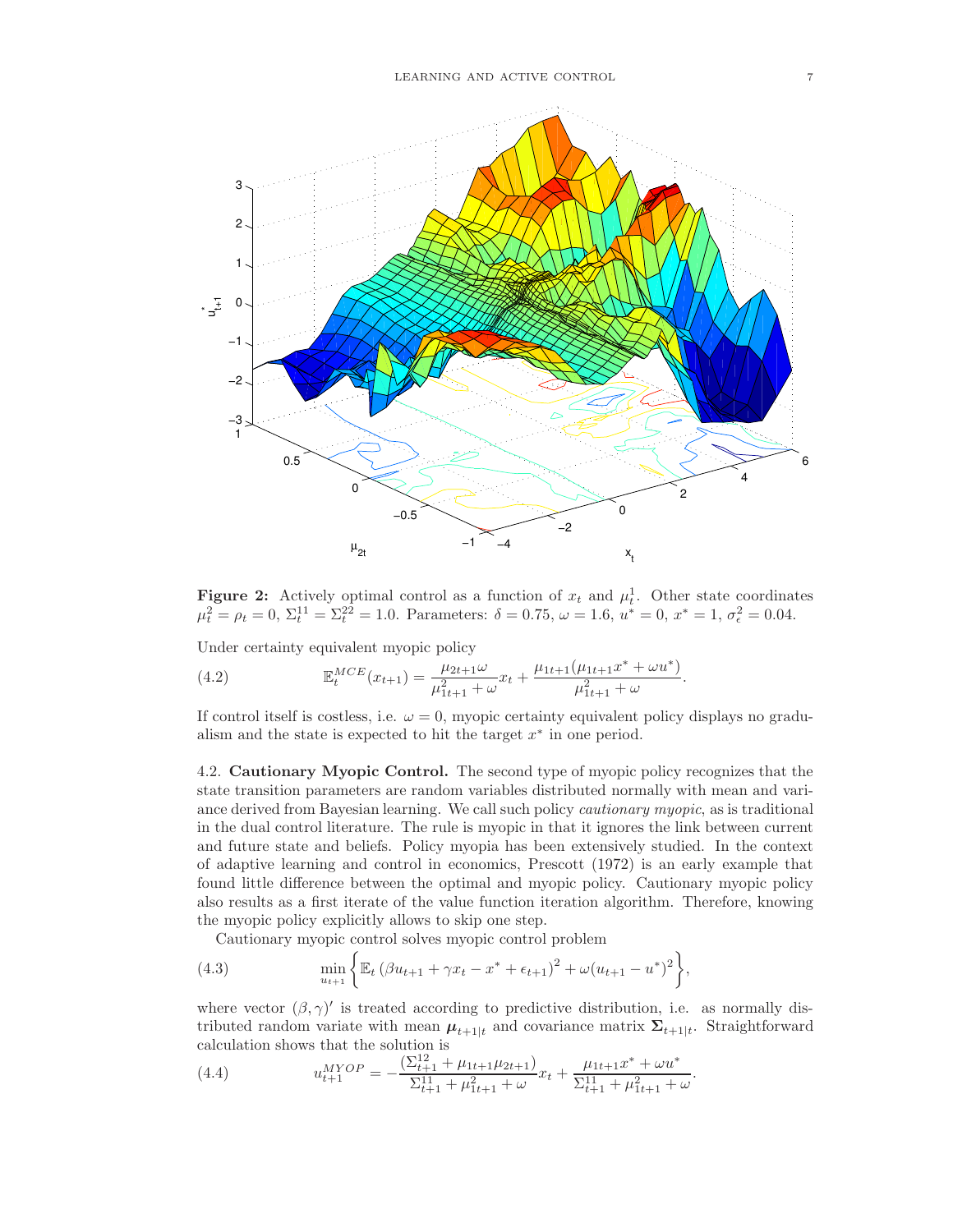**Figure 2:** Actively optimal control as a function of $x_t$ and $\mu_t^1$. Other state coordinates $\mu_t^2 = \rho_t = 0$, $\Sigma_t^{11} = \Sigma_t^{22} = 1.0$. Parameters: $\delta = 0.75$, $\omega = 1.6$, $u^* = 0$, $x^* = 1$, $\sigma_\epsilon^2 = 0.04$.

Under certainty equivalent myopic policy

$$\mathbb{E}_t^{MCE}(x_{t+1}) = \frac{\mu_{2t+1}\omega}{\mu_{1t+1}^2 + \omega} x_t + \frac{\mu_{1t+1}(\mu_{1t+1}x^* + \omega u^*)}{\mu_{1t+1}^2 + \omega}. \tag{4.2}$$

If control itself is costless, i.e. $\omega = 0$, myopic certainty equivalent policy displays no gradualism and the state is expected to hit the target $x^*$ in one period.

4.2. **Cautionary Myopic Control.** The second type of myopic policy recognizes that the state transition parameters are random variables distributed normally with mean and variance derived from Bayesian learning. We call such policy *cautionary myopic*, as is traditional in the dual control literature. The rule is myopic in that it ignores the link between current and future state and beliefs. Policy myopia has been extensively studied. In the context of adaptive learning and control in economics, Prescott (1972) is an early example that found little difference between the optimal and myopic policy. Cautionary myopic policy also results as a first iterate of the value function iteration algorithm. Therefore, knowing the myopic policy explicitly allows to skip one step.

Cautionary myopic control solves myopic control problem

$$\min_{u_{t+1}} \left\{ \mathbb{E}_t \left(\beta u_{t+1} + \gamma x_t - x^* + \epsilon_{t+1}\right)^2 + \omega (u_{t+1} - u^*)^2 \right\}, \tag{4.3}$$

where vector $(\beta, \gamma)'$ is treated according to predictive distribution, i.e. as normally distributed random variate with mean $\boldsymbol{\mu}_{t+1|t}$ and covariance matrix $\boldsymbol{\Sigma}_{t+1|t}$. Straightforward calculation shows that the solution is

$$u_{t+1}^{MYOP} = -\frac{(\Sigma_{t+1}^{12} + \mu_{1t+1}\mu_{2t+1})}{\Sigma_{t+1}^{11} + \mu_{1t+1}^2 + \omega} x_t + \frac{\mu_{1t+1}x^* + \omega u^*}{\Sigma_{t+1}^{11} + \mu_{1t+1}^2 + \omega}. \tag{4.4}$$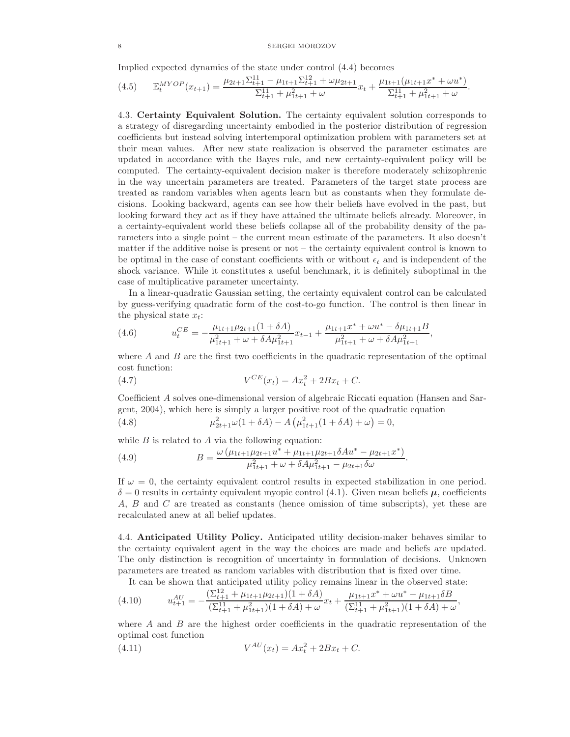Implied expected dynamics of the state under control (4.4) becomes

$$\mathbb{E}_t^{MYOP}(x_{t+1}) = \frac{\mu_{2t+1}\Sigma_{t+1}^{11} - \mu_{1t+1}\Sigma_{t+1}^{12} + \omega\mu_{2t+1}}{\Sigma_{t+1}^{11} + \mu_{1t+1}^2 + \omega} x_t + \frac{\mu_{1t+1}(\mu_{1t+1}x^* + \omega u^*)}{\Sigma_{t+1}^{11} + \mu_{1t+1}^2 + \omega}. \tag{4.5}$$

4.3. **Certainty Equivalent Solution.** The certainty equivalent solution corresponds to a strategy of disregarding uncertainty embodied in the posterior distribution of regression coefficients but instead solving intertemporal optimization problem with parameters set at their mean values. After new state realization is observed the parameter estimates are updated in accordance with the Bayes rule, and new certainty-equivalent policy will be computed. The certainty-equivalent decision maker is therefore moderately schizophrenic in the way uncertain parameters are treated. Parameters of the target state process are treated as random variables when agents learn but as constants when they formulate decisions. Looking backward, agents can see how their beliefs have evolved in the past, but looking forward they act as if they have attained the ultimate beliefs already. Moreover, in a certainty-equivalent world these beliefs collapse all of the probability density of the parameters into a single point – the current mean estimate of the parameters. It also doesn't matter if the additive noise is present or not – the certainty equivalent control is known to be optimal in the case of constant coefficients with or without $\epsilon_t$ and is independent of the shock variance. While it constitutes a useful benchmark, it is definitely suboptimal in the case of multiplicative parameter uncertainty.

In a linear-quadratic Gaussian setting, the certainty equivalent control can be calculated by guess-verifying quadratic form of the cost-to-go function. The control is then linear in the physical state $x_t$:

$$u_t^{CE} = -\frac{\mu_{1t+1}\mu_{2t+1}(1+\delta A)}{\mu_{1t+1}^2 + \omega + \delta A\mu_{1t+1}^2} x_{t-1} + \frac{\mu_{1t+1}x^* + \omega u^* - \delta\mu_{1t+1}B}{\mu_{1t+1}^2 + \omega + \delta A\mu_{1t+1}^2}, \tag{4.6}$$

where $A$ and $B$ are the first two coefficients in the quadratic representation of the optimal cost function:

$$V^{CE}(x_t) = Ax_t^2 + 2Bx_t + C. \tag{4.7}$$

Coefficient $A$ solves one-dimensional version of algebraic Riccati equation (Hansen and Sargent, 2004), which here is simply a larger positive root of the quadratic equation

$$\mu_{2t+1}^2\omega(1+\delta A) - A\left(\mu_{1t+1}^2(1+\delta A) + \omega\right) = 0, \tag{4.8}$$

while $B$ is related to $A$ via the following equation:

$$B = \frac{\omega\left(\mu_{1t+1}\mu_{2t+1}u^* + \mu_{1t+1}\mu_{2t+1}\delta A u^* - \mu_{2t+1}x^*\right)}{\mu_{1t+1}^2 + \omega + \delta A\mu_{1t+1}^2 - \mu_{2t+1}\delta\omega}. \tag{4.9}$$

If $\omega = 0$, the certainty equivalent control results in expected stabilization in one period. $\delta = 0$ results in certainty equivalent myopic control (4.1). Given mean beliefs $\boldsymbol{\mu}$, coefficients $A$, $B$ and $C$ are treated as constants (hence omission of time subscripts), yet these are recalculated anew at all belief updates.

4.4. **Anticipated Utility Policy.** Anticipated utility decision-maker behaves similar to the certainty equivalent agent in the way the choices are made and beliefs are updated. The only distinction is recognition of uncertainty in formulation of decisions. Unknown parameters are treated as random variables with distribution that is fixed over time.

It can be shown that anticipated utility policy remains linear in the observed state:

$$u_{t+1}^{AU} = -\frac{(\Sigma_{t+1}^{12} + \mu_{1t+1}\mu_{2t+1})(1+\delta A)}{(\Sigma_{t+1}^{11} + \mu_{1t+1}^2)(1+\delta A) + \omega} x_t + \frac{\mu_{1t+1}x^* + \omega u^* - \mu_{1t+1}\delta B}{(\Sigma_{t+1}^{11} + \mu_{1t+1}^2)(1+\delta A) + \omega}, \tag{4.10}$$

where $A$ and $B$ are the highest order coefficients in the quadratic representation of the optimal cost function

$$V^{AU}(x_t) = Ax_t^2 + 2Bx_t + C. \tag{4.11}$$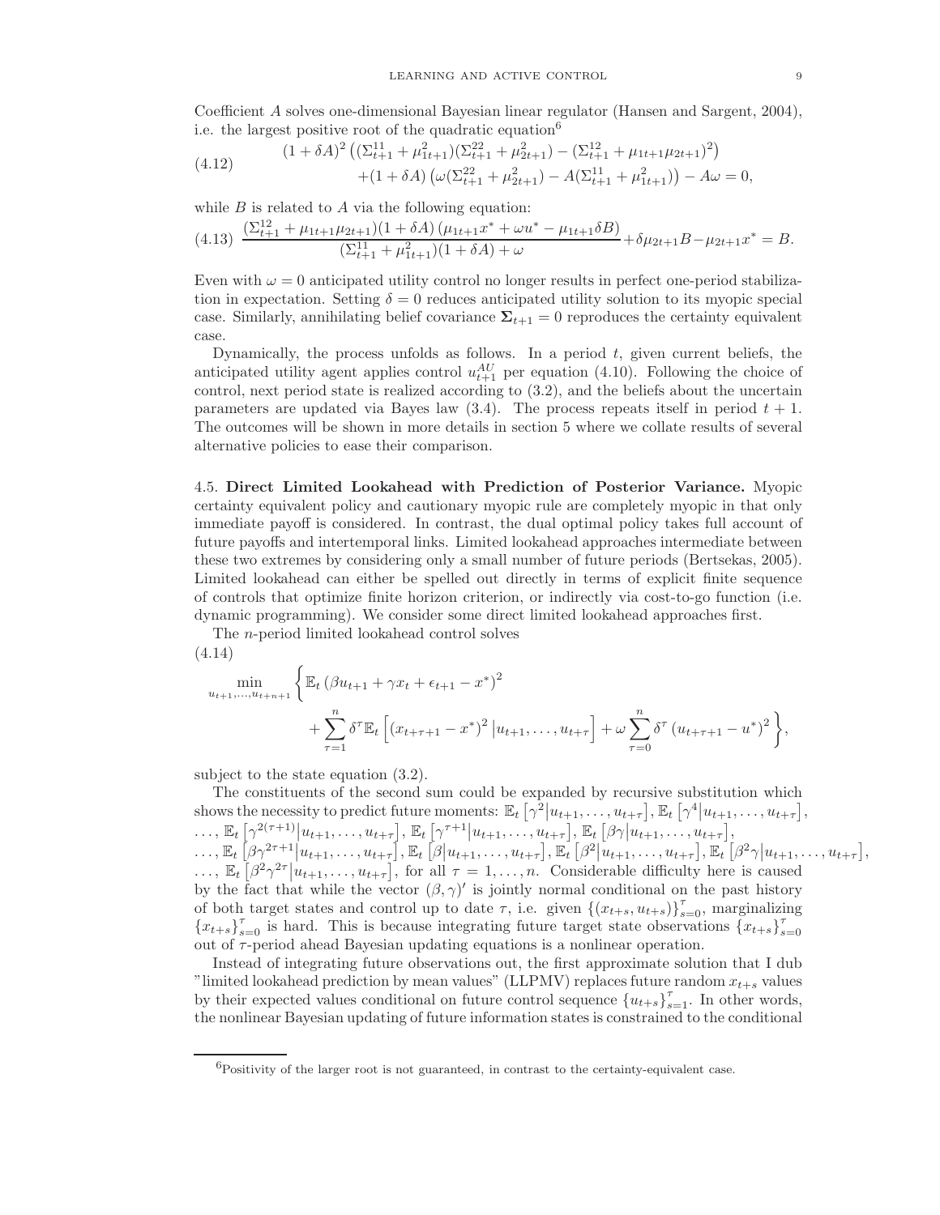Coefficient $A$ solves one-dimensional Bayesian linear regulator (Hansen and Sargent, 2004), i.e. the largest positive root of the quadratic equation[6]

$$
\begin{aligned}
(4.12) \qquad & (1+\delta A)^2 \left( (\Sigma_{t+1}^{11} + \mu_{1t+1}^2)(\Sigma_{t+1}^{22} + \mu_{2t+1}^2) - (\Sigma_{t+1}^{12} + \mu_{1t+1}\mu_{2t+1})^2 \right) \\
& + (1+\delta A) \left( \omega (\Sigma_{t+1}^{22} + \mu_{2t+1}^2) - A(\Sigma_{t+1}^{11} + \mu_{1t+1}^2) \right) - A\omega = 0,
\end{aligned}
$$

while $B$ is related to $A$ via the following equation:

$$
(4.13) \quad \frac{(\Sigma_{t+1}^{12} + \mu_{1t+1}\mu_{2t+1})(1+\delta A)\left(\mu_{1t+1}x^* + \omega u^* - \mu_{1t+1}\delta B\right)}{(\Sigma_{t+1}^{11} + \mu_{1t+1}^2)(1+\delta A) + \omega} + \delta \mu_{2t+1} B - \mu_{2t+1} x^* = B.
$$

Even with $\omega = 0$ anticipated utility control no longer results in perfect one-period stabilization in expectation. Setting $\delta = 0$ reduces anticipated utility solution to its myopic special case. Similarly, annihilating belief covariance $\mathbf{\Sigma}_{t+1} = 0$ reproduces the certainty equivalent case.

Dynamically, the process unfolds as follows. In a period $t$, given current beliefs, the anticipated utility agent applies control $u_{t+1}^{AU}$ per equation (4.10). Following the choice of control, next period state is realized according to (3.2), and the beliefs about the uncertain parameters are updated via Bayes law (3.4). The process repeats itself in period $t+1$. The outcomes will be shown in more details in section 5 where we collate results of several alternative policies to ease their comparison.

4.5. **Direct Limited Lookahead with Prediction of Posterior Variance.** Myopic certainty equivalent policy and cautionary myopic rule are completely myopic in that only immediate payoff is considered. In contrast, the dual optimal policy takes full account of future payoffs and intertemporal links. Limited lookahead approaches intermediate between these two extremes by considering only a small number of future periods (Bertsekas, 2005). Limited lookahead can either be spelled out directly in terms of explicit finite sequence of controls that optimize finite horizon criterion, or indirectly via cost-to-go function (i.e. dynamic programming). We consider some direct limited lookahead approaches first.

The $n$-period limited lookahead control solves

(4.14)

$$
\begin{aligned}
\min_{u_{t+1},\ldots,u_{t+n+1}} \Bigg\{ & \mathbb{E}_t \left( \beta u_{t+1} + \gamma x_t + \epsilon_{t+1} - x^* \right)^2 \\
& + \sum_{\tau=1}^{n} \delta^\tau \mathbb{E}_t \left[ (x_{t+\tau+1} - x^*)^2 \middle| u_{t+1}, \ldots, u_{t+\tau} \right] + \omega \sum_{\tau=0}^{n} \delta^\tau \left( u_{t+\tau+1} - u^* \right)^2 \Bigg\},
\end{aligned}
$$

subject to the state equation (3.2).

The constituents of the second sum could be expanded by recursive substitution which shows the necessity to predict future moments: $\mathbb{E}_t \left[ \gamma^2 | u_{t+1}, \ldots, u_{t+\tau} \right]$, $\mathbb{E}_t \left[ \gamma^4 | u_{t+1}, \ldots, u_{t+\tau} \right]$, $\ldots$, $\mathbb{E}_t \left[ \gamma^{2(\tau+1)} | u_{t+1}, \ldots, u_{t+\tau} \right]$, $\mathbb{E}_t \left[ \gamma^{\tau+1} | u_{t+1}, \ldots, u_{t+\tau} \right]$, $\mathbb{E}_t \left[ \beta\gamma | u_{t+1}, \ldots, u_{t+\tau} \right]$, $\ldots$, $\mathbb{E}_t \left[ \beta\gamma^{2\tau+1} | u_{t+1}, \ldots, u_{t+\tau} \right]$, $\mathbb{E}_t \left[ \beta | u_{t+1}, \ldots, u_{t+\tau} \right]$, $\mathbb{E}_t \left[ \beta^2 | u_{t+1}, \ldots, u_{t+\tau} \right]$, $\mathbb{E}_t \left[ \beta^2\gamma | u_{t+1}, \ldots, u_{t+\tau} \right]$, $\ldots$, $\mathbb{E}_t \left[ \beta^2\gamma^{2\tau} | u_{t+1}, \ldots, u_{t+\tau} \right]$, for all $\tau = 1, \ldots, n$. Considerable difficulty here is caused by the fact that while the vector $(\beta, \gamma)'$ is jointly normal conditional on the past history of both target states and control up to date $\tau$, i.e. given $\{(x_{t+s}, u_{t+s})\}_{s=0}^{\tau}$, marginalizing $\{x_{t+s}\}_{s=0}^{\tau}$ is hard. This is because integrating future target state observations $\{x_{t+s}\}_{s=0}^{\tau}$ out of $\tau$-period ahead Bayesian updating equations is a nonlinear operation.

Instead of integrating future observations out, the first approximate solution that I dub "limited lookahead prediction by mean values" (LLPMV) replaces future random $x_{t+s}$ values by their expected values conditional on future control sequence $\{u_{t+s}\}_{s=1}^{\tau}$. In other words, the nonlinear Bayesian updating of future information states is constrained to the conditional

[6] Positivity of the larger root is not guaranteed, in contrast to the certainty-equivalent case.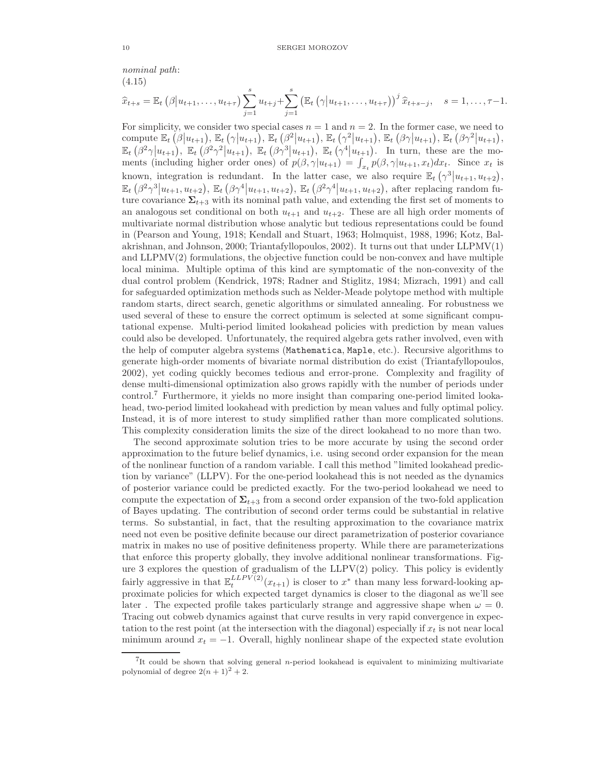*nominal path*:

(4.15)

$$\widehat{x}_{t+s} = \mathbb{E}_t\left(\beta\middle|u_{t+1},\ldots,u_{t+\tau}\right)\sum_{j=1}^{s} u_{t+j}+\sum_{j=1}^{s}\left(\mathbb{E}_t\left(\gamma\middle|u_{t+1},\ldots,u_{t+\tau}\right)\right)^j \widehat{x}_{t+s-j}, \quad s=1,\ldots,\tau-1.$$

For simplicity, we consider two special cases $n=1$ and $n=2$. In the former case, we need to compute $\mathbb{E}_t\left(\beta\middle|u_{t+1}\right)$, $\mathbb{E}_t\left(\gamma\middle|u_{t+1}\right)$, $\mathbb{E}_t\left(\beta^2\middle|u_{t+1}\right)$, $\mathbb{E}_t\left(\gamma^2\middle|u_{t+1}\right)$, $\mathbb{E}_t\left(\beta\gamma\middle|u_{t+1}\right)$, $\mathbb{E}_t\left(\beta\gamma^2\middle|u_{t+1}\right)$, $\mathbb{E}_t\left(\beta^2\gamma\middle|u_{t+1}\right)$, $\mathbb{E}_t\left(\beta^2\gamma^2\middle|u_{t+1}\right)$, $\mathbb{E}_t\left(\beta\gamma^3\middle|u_{t+1}\right)$, $\mathbb{E}_t\left(\gamma^4\middle|u_{t+1}\right)$. In turn, these are the moments (including higher order ones) of $p(\beta,\gamma|u_{t+1}) = \int_{x_t} p(\beta,\gamma|u_{t+1},x_t)dx_t$. Since $x_t$ is known, integration is redundant. In the latter case, we also require $\mathbb{E}_t\left(\gamma^3\middle|u_{t+1},u_{t+2}\right)$, $\mathbb{E}_t\left(\beta^2\gamma^3\middle|u_{t+1},u_{t+2}\right)$, $\mathbb{E}_t\left(\beta\gamma^4\middle|u_{t+1},u_{t+2}\right)$, $\mathbb{E}_t\left(\beta^2\gamma^4\middle|u_{t+1},u_{t+2}\right)$, after replacing random future covariance $\mathbf{\Sigma}_{t+3}$ with its nominal path value, and extending the first set of moments to an analogous set conditional on both $u_{t+1}$ and $u_{t+2}$. These are all high order moments of multivariate normal distribution whose analytic but tedious representations could be found in (Pearson and Young, 1918; Kendall and Stuart, 1963; Holmquist, 1988, 1996; Kotz, Balakrishnan, and Johnson, 2000; Triantafyllopoulos, 2002). It turns out that under LLPMV(1) and LLPMV(2) formulations, the objective function could be non-convex and have multiple local minima. Multiple optima of this kind are symptomatic of the non-convexity of the dual control problem (Kendrick, 1978; Radner and Stiglitz, 1984; Mizrach, 1991) and call for safeguarded optimization methods such as Nelder-Meade polytope method with multiple random starts, direct search, genetic algorithms or simulated annealing. For robustness we used several of these to ensure the correct optimum is selected at some significant computational expense. Multi-period limited lookahead policies with prediction by mean values could also be developed. Unfortunately, the required algebra gets rather involved, even with the help of computer algebra systems (`Mathematica`, `Maple`, etc.). Recursive algorithms to generate high-order moments of bivariate normal distribution do exist (Triantafyllopoulos, 2002), yet coding quickly becomes tedious and error-prone. Complexity and fragility of dense multi-dimensional optimization also grows rapidly with the number of periods under control.[7] Furthermore, it yields no more insight than comparing one-period limited lookahead, two-period limited lookahead with prediction by mean values and fully optimal policy. Instead, it is of more interest to study simplified rather than more complicated solutions. This complexity consideration limits the size of the direct lookahead to no more than two.

The second approximate solution tries to be more accurate by using the second order approximation to the future belief dynamics, i.e. using second order expansion for the mean of the nonlinear function of a random variable. I call this method "limited lookahead prediction by variance" (LLPV). For the one-period lookahead this is not needed as the dynamics of posterior variance could be predicted exactly. For the two-period lookahead we need to compute the expectation of $\mathbf{\Sigma}_{t+3}$ from a second order expansion of the two-fold application of Bayes updating. The contribution of second order terms could be substantial in relative terms. So substantial, in fact, that the resulting approximation to the covariance matrix need not even be positive definite because our direct parametrization of posterior covariance matrix in makes no use of positive definiteness property. While there are parameterizations that enforce this property globally, they involve additional nonlinear transformations. Figure 3 explores the question of gradualism of the LLPV(2) policy. This policy is evidently fairly aggressive in that $\mathbb{E}_t^{LLPV(2)}(x_{t+1})$ is closer to $x^*$ than many less forward-looking approximate policies for which expected target dynamics is closer to the diagonal as we'll see later . The expected profile takes particularly strange and aggressive shape when $\omega=0$. Tracing out cobweb dynamics against that curve results in very rapid convergence in expectation to the rest point (at the intersection with the diagonal) especially if $x_t$ is not near local minimum around $x_t=-1$. Overall, highly nonlinear shape of the expected state evolution

---

[7] It could be shown that solving general $n$-period lookahead is equivalent to minimizing multivariate polynomial of degree $2(n+1)^2+2$.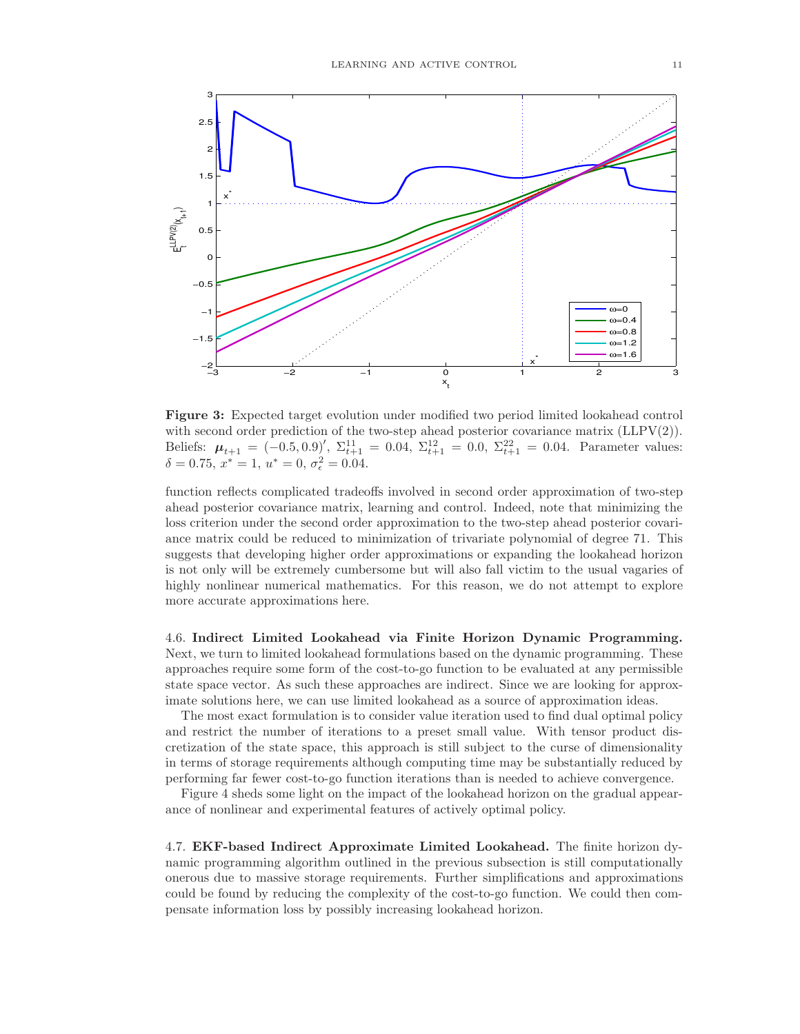**Figure 3:** Expected target evolution under modified two period limited lookahead control with second order prediction of the two-step ahead posterior covariance matrix (LLPV(2)). Beliefs: $\boldsymbol{\mu}_{t+1} = (-0.5, 0.9)'$, $\Sigma^{11}_{t+1} = 0.04$, $\Sigma^{12}_{t+1} = 0.0$, $\Sigma^{22}_{t+1} = 0.04$. Parameter values: $\delta = 0.75$, $x^* = 1$, $u^* = 0$, $\sigma^2_\epsilon = 0.04$.

function reflects complicated tradeoffs involved in second order approximation of two-step ahead posterior covariance matrix, learning and control. Indeed, note that minimizing the loss criterion under the second order approximation to the two-step ahead posterior covariance matrix could be reduced to minimization of trivariate polynomial of degree 71. This suggests that developing higher order approximations or expanding the lookahead horizon is not only will be extremely cumbersome but will also fall victim to the usual vagaries of highly nonlinear numerical mathematics. For this reason, we do not attempt to explore more accurate approximations here.

4.6. **Indirect Limited Lookahead via Finite Horizon Dynamic Programming.** Next, we turn to limited lookahead formulations based on the dynamic programming. These approaches require some form of the cost-to-go function to be evaluated at any permissible state space vector. As such these approaches are indirect. Since we are looking for approximate solutions here, we can use limited lookahead as a source of approximation ideas.

The most exact formulation is to consider value iteration used to find dual optimal policy and restrict the number of iterations to a preset small value. With tensor product discretization of the state space, this approach is still subject to the curse of dimensionality in terms of storage requirements although computing time may be substantially reduced by performing far fewer cost-to-go function iterations than is needed to achieve convergence.

Figure 4 sheds some light on the impact of the lookahead horizon on the gradual appearance of nonlinear and experimental features of actively optimal policy.

4.7. **EKF-based Indirect Approximate Limited Lookahead.** The finite horizon dynamic programming algorithm outlined in the previous subsection is still computationally onerous due to massive storage requirements. Further simplifications and approximations could be found by reducing the complexity of the cost-to-go function. We could then compensate information loss by possibly increasing lookahead horizon.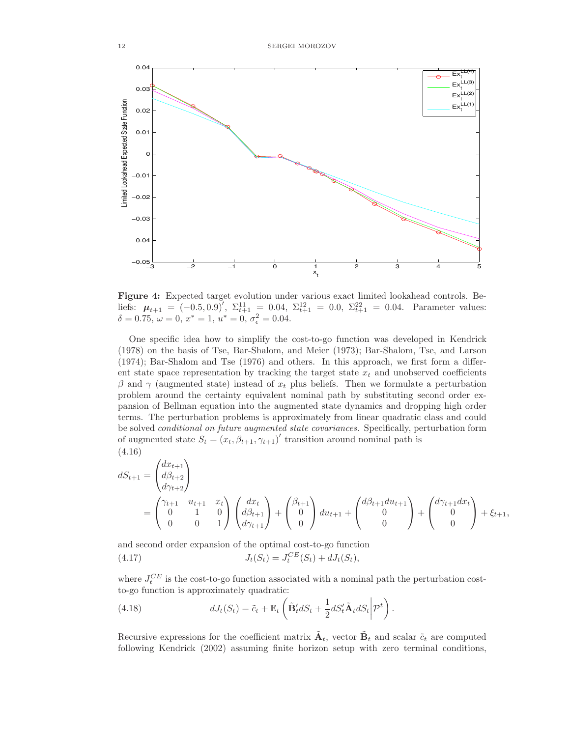**Figure 4:** Expected target evolution under various exact limited lookahead controls. Beliefs: $\boldsymbol{\mu}_{t+1} = (-0.5, 0.9)'$, $\Sigma_{t+1}^{11} = 0.04$, $\Sigma_{t+1}^{12} = 0.0$, $\Sigma_{t+1}^{22} = 0.04$. Parameter values: $\delta = 0.75$, $\omega = 0$, $x^* = 1$, $u^* = 0$, $\sigma_\epsilon^2 = 0.04$.

One specific idea how to simplify the cost-to-go function was developed in Kendrick (1978) on the basis of Tse, Bar-Shalom, and Meier (1973); Bar-Shalom, Tse, and Larson (1974); Bar-Shalom and Tse (1976) and others. In this approach, we first form a different state space representation by tracking the target state $x_t$ and unobserved coefficients $\beta$ and $\gamma$ (augmented state) instead of $x_t$ plus beliefs. Then we formulate a perturbation problem around the certainty equivalent nominal path by substituting second order expansion of Bellman equation into the augmented state dynamics and dropping high order terms. The perturbation problems is approximately from linear quadratic class and could be solved *conditional on future augmented state covariances.* Specifically, perturbation form of augmented state $S_t = (x_t, \beta_{t+1}, \gamma_{t+1})'$ transition around nominal path is

(4.16)

$$
\begin{aligned}
dS_{t+1} &= \begin{pmatrix} dx_{t+1} \\ d\beta_{t+2} \\ d\gamma_{t+2} \end{pmatrix} \\
&= \begin{pmatrix} \gamma_{t+1} & u_{t+1} & x_t \\ 0 & 1 & 0 \\ 0 & 0 & 1 \end{pmatrix} \begin{pmatrix} dx_t \\ d\beta_{t+1} \\ d\gamma_{t+1} \end{pmatrix} + \begin{pmatrix} \beta_{t+1} \\ 0 \\ 0 \end{pmatrix} du_{t+1} + \begin{pmatrix} d\beta_{t+1} du_{t+1} \\ 0 \\ 0 \end{pmatrix} + \begin{pmatrix} d\gamma_{t+1} dx_t \\ 0 \\ 0 \end{pmatrix} + \xi_{t+1},
\end{aligned}
$$

and second order expansion of the optimal cost-to-go function

$$
J_t(S_t) = J_t^{CE}(S_t) + dJ_t(S_t), \tag{4.17}
$$

where $J_t^{CE}$ is the cost-to-go function associated with a nominal path the perturbation cost-to-go function is approximately quadratic:

$$
dJ_t(S_t) = \tilde{c}_t + \mathbb{E}_t\left(\tilde{\mathbf{B}}_t' dS_t + \frac{1}{2} dS_t' \tilde{\mathbf{A}}_t dS_t \middle| \mathcal{P}^t\right). \tag{4.18}
$$

Recursive expressions for the coefficient matrix $\tilde{\mathbf{A}}_t$, vector $\tilde{\mathbf{B}}_t$ and scalar $\tilde{c}_t$ are computed following Kendrick (2002) assuming finite horizon setup with zero terminal conditions,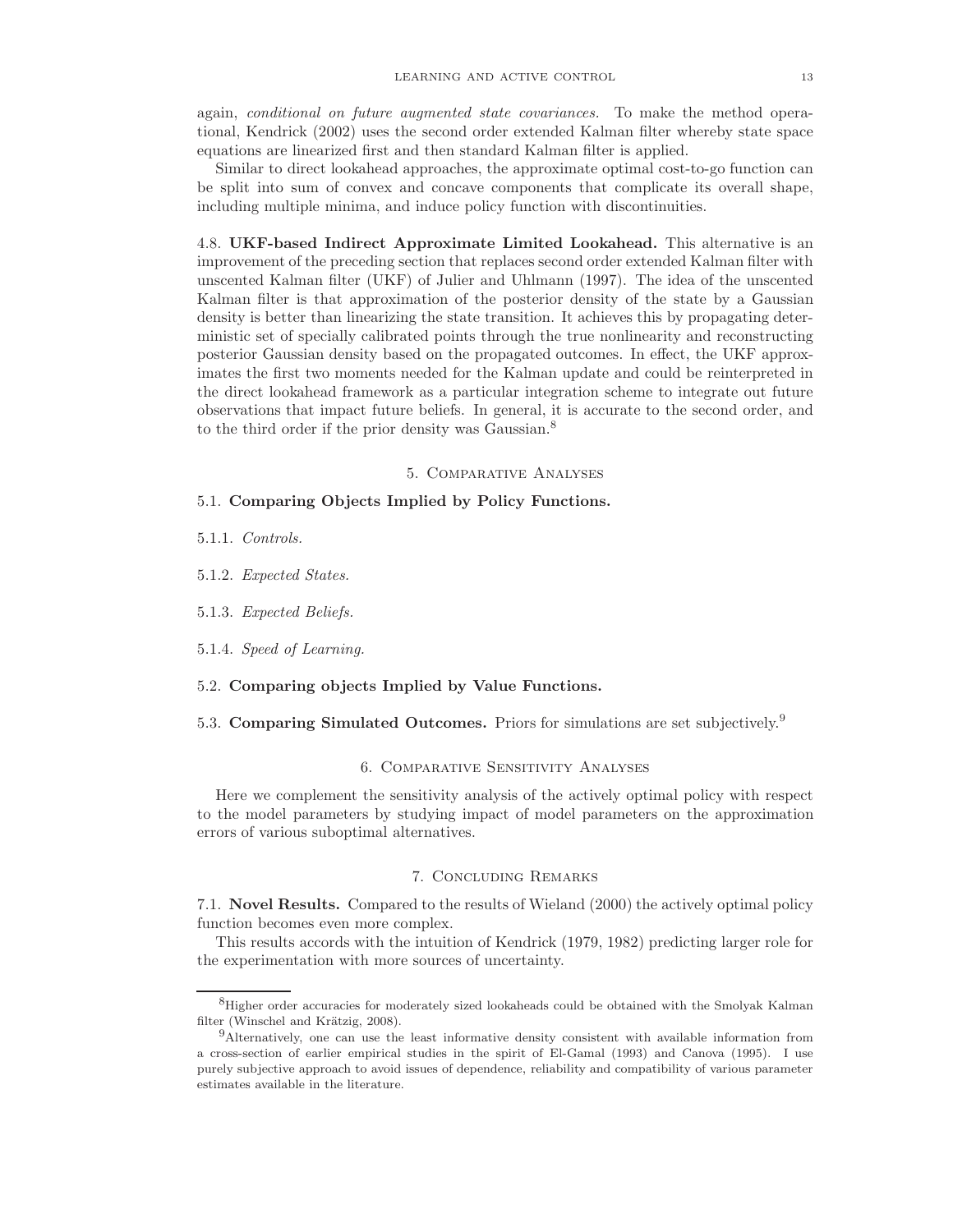again, *conditional on future augmented state covariances.* To make the method operational, Kendrick (2002) uses the second order extended Kalman filter whereby state space equations are linearized first and then standard Kalman filter is applied.

Similar to direct lookahead approaches, the approximate optimal cost-to-go function can be split into sum of convex and concave components that complicate its overall shape, including multiple minima, and induce policy function with discontinuities.

4.8. **UKF-based Indirect Approximate Limited Lookahead.** This alternative is an improvement of the preceding section that replaces second order extended Kalman filter with unscented Kalman filter (UKF) of Julier and Uhlmann (1997). The idea of the unscented Kalman filter is that approximation of the posterior density of the state by a Gaussian density is better than linearizing the state transition. It achieves this by propagating deterministic set of specially calibrated points through the true nonlinearity and reconstructing posterior Gaussian density based on the propagated outcomes. In effect, the UKF approximates the first two moments needed for the Kalman update and could be reinterpreted in the direct lookahead framework as a particular integration scheme to integrate out future observations that impact future beliefs. In general, it is accurate to the second order, and to the third order if the prior density was Gaussian.[8]

## 5. Comparative Analyses

### 5.1. Comparing Objects Implied by Policy Functions.

5.1.1. *Controls.*

5.1.2. *Expected States.*

5.1.3. *Expected Beliefs.*

5.1.4. *Speed of Learning.*

### 5.2. Comparing objects Implied by Value Functions.

### 5.3. Comparing Simulated Outcomes.

Priors for simulations are set subjectively.[9]

## 6. Comparative Sensitivity Analyses

Here we complement the sensitivity analysis of the actively optimal policy with respect to the model parameters by studying impact of model parameters on the approximation errors of various suboptimal alternatives.

## 7. Concluding Remarks

7.1. **Novel Results.** Compared to the results of Wieland (2000) the actively optimal policy function becomes even more complex.

This results accords with the intuition of Kendrick (1979, 1982) predicting larger role for the experimentation with more sources of uncertainty.

---

[8] Higher order accuracies for moderately sized lookaheads could be obtained with the Smolyak Kalman filter (Winschel and Krätzig, 2008).

[9] Alternatively, one can use the least informative density consistent with available information from a cross-section of earlier empirical studies in the spirit of El-Gamal (1993) and Canova (1995). I use purely subjective approach to avoid issues of dependence, reliability and compatibility of various parameter estimates available in the literature.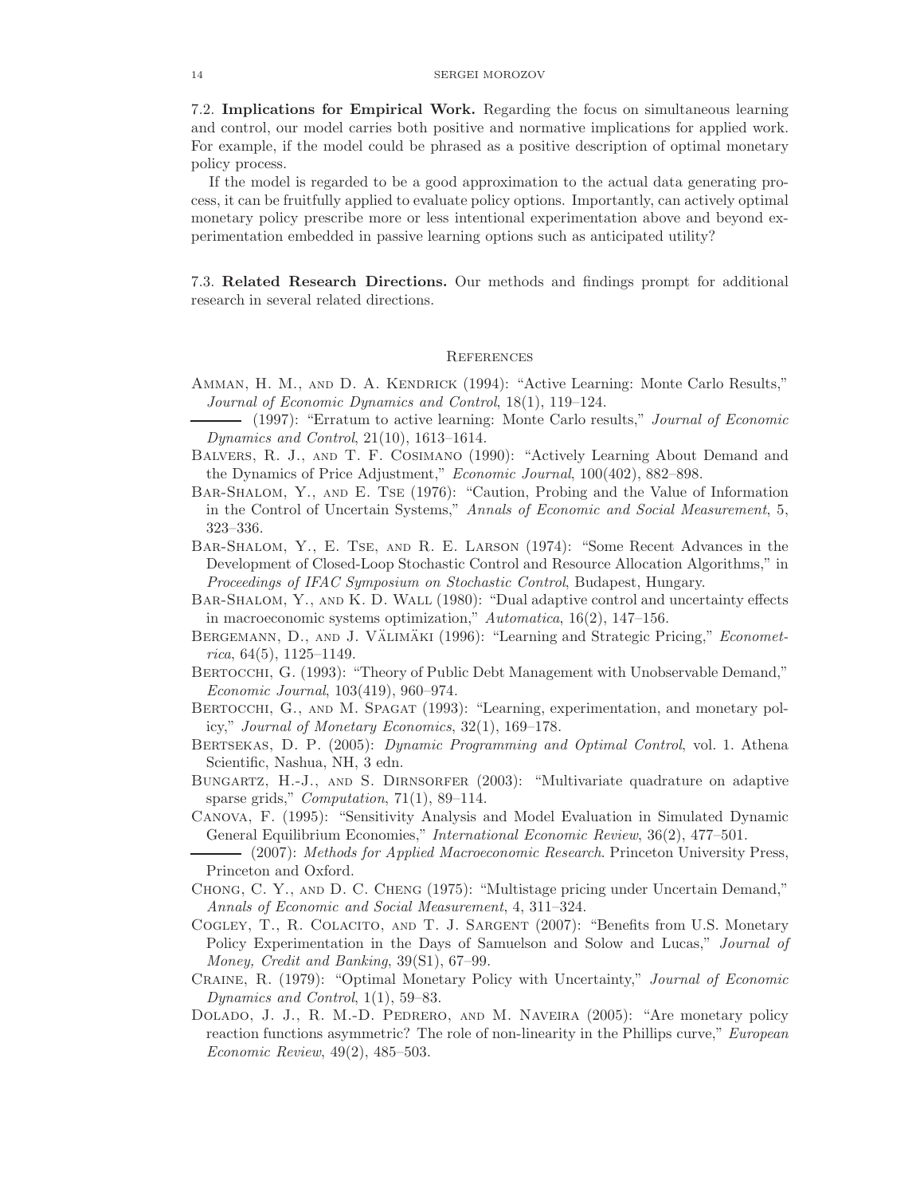7.2. **Implications for Empirical Work.** Regarding the focus on simultaneous learning and control, our model carries both positive and normative implications for applied work. For example, if the model could be phrased as a positive description of optimal monetary policy process.

If the model is regarded to be a good approximation to the actual data generating process, it can be fruitfully applied to evaluate policy options. Importantly, can actively optimal monetary policy prescribe more or less intentional experimentation above and beyond experimentation embedded in passive learning options such as anticipated utility?

7.3. **Related Research Directions.** Our methods and findings prompt for additional research in several related directions.

## References

Amman, H. M., and D. A. Kendrick (1994): "Active Learning: Monte Carlo Results," *Journal of Economic Dynamics and Control*, 18(1), 119–124.

——— (1997): "Erratum to active learning: Monte Carlo results," *Journal of Economic Dynamics and Control*, 21(10), 1613–1614.

Balvers, R. J., and T. F. Cosimano (1990): "Actively Learning About Demand and the Dynamics of Price Adjustment," *Economic Journal*, 100(402), 882–898.

Bar-Shalom, Y., and E. Tse (1976): "Caution, Probing and the Value of Information in the Control of Uncertain Systems," *Annals of Economic and Social Measurement*, 5, 323–336.

Bar-Shalom, Y., E. Tse, and R. E. Larson (1974): "Some Recent Advances in the Development of Closed-Loop Stochastic Control and Resource Allocation Algorithms," in *Proceedings of IFAC Symposium on Stochastic Control*, Budapest, Hungary.

Bar-Shalom, Y., and K. D. Wall (1980): "Dual adaptive control and uncertainty effects in macroeconomic systems optimization," *Automatica*, 16(2), 147–156.

Bergemann, D., and J. Välimäki (1996): "Learning and Strategic Pricing," *Econometrica*, 64(5), 1125–1149.

Bertocchi, G. (1993): "Theory of Public Debt Management with Unobservable Demand," *Economic Journal*, 103(419), 960–974.

Bertocchi, G., and M. Spagat (1993): "Learning, experimentation, and monetary policy," *Journal of Monetary Economics*, 32(1), 169–178.

Bertsekas, D. P. (2005): *Dynamic Programming and Optimal Control*, vol. 1. Athena Scientific, Nashua, NH, 3 edn.

Bungartz, H.-J., and S. Dirnsorfer (2003): "Multivariate quadrature on adaptive sparse grids," *Computation*, 71(1), 89–114.

Canova, F. (1995): "Sensitivity Analysis and Model Evaluation in Simulated Dynamic General Equilibrium Economies," *International Economic Review*, 36(2), 477–501.

——— (2007): *Methods for Applied Macroeconomic Research*. Princeton University Press, Princeton and Oxford.

Chong, C. Y., and D. C. Cheng (1975): "Multistage pricing under Uncertain Demand," *Annals of Economic and Social Measurement*, 4, 311–324.

Cogley, T., R. Colacito, and T. J. Sargent (2007): "Benefits from U.S. Monetary Policy Experimentation in the Days of Samuelson and Solow and Lucas," *Journal of Money, Credit and Banking*, 39(S1), 67–99.

Craine, R. (1979): "Optimal Monetary Policy with Uncertainty," *Journal of Economic Dynamics and Control*, 1(1), 59–83.

Dolado, J. J., R. M.-D. Pedrero, and M. Naveira (2005): "Are monetary policy reaction functions asymmetric? The role of non-linearity in the Phillips curve," *European Economic Review*, 49(2), 485–503.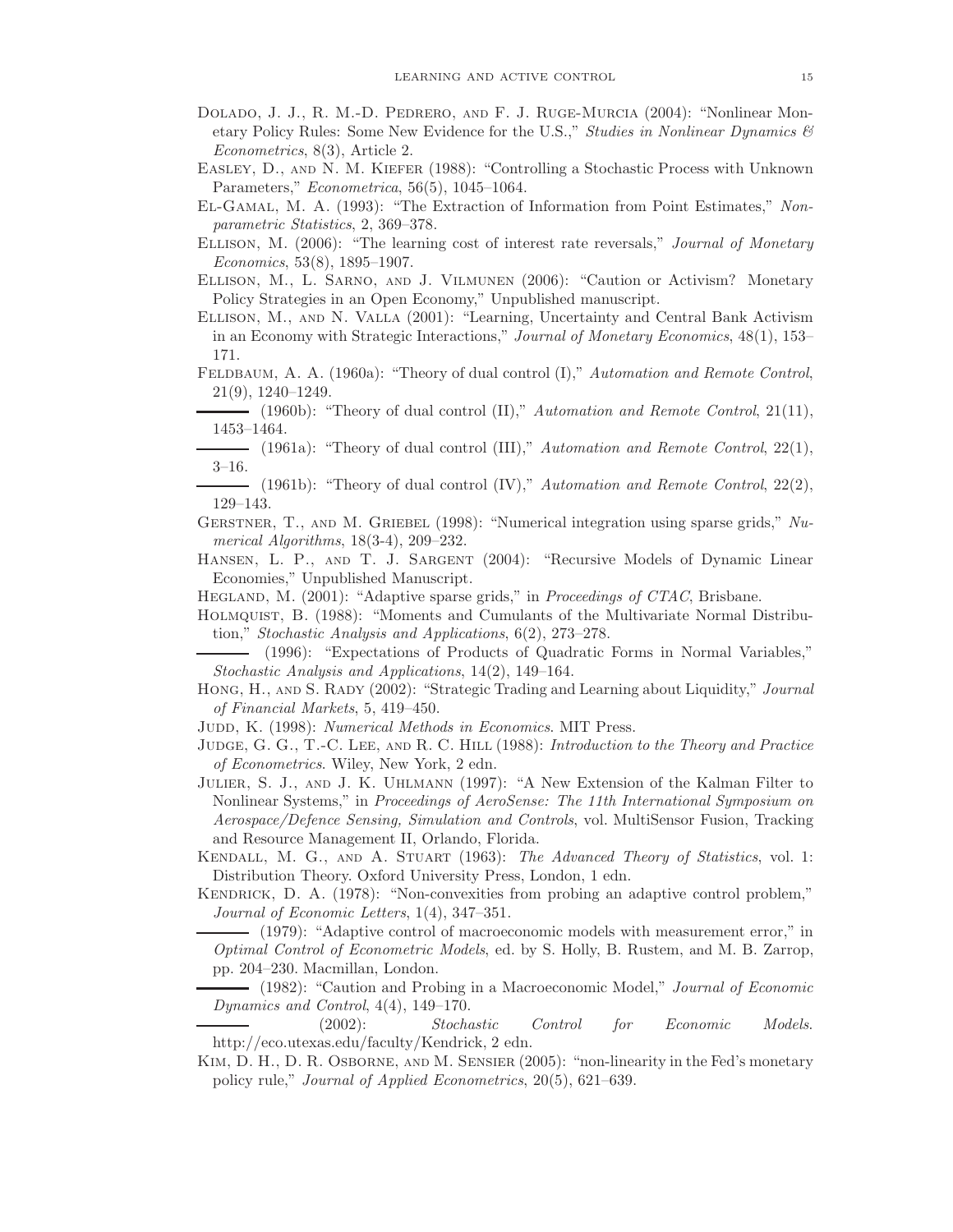Dolado, J. J., R. M.-D. Pedrero, and F. J. Ruge-Murcia (2004): "Nonlinear Monetary Policy Rules: Some New Evidence for the U.S.," *Studies in Nonlinear Dynamics & Econometrics*, 8(3), Article 2.

Easley, D., and N. M. Kiefer (1988): "Controlling a Stochastic Process with Unknown Parameters," *Econometrica*, 56(5), 1045–1064.

El-Gamal, M. A. (1993): "The Extraction of Information from Point Estimates," *Nonparametric Statistics*, 2, 369–378.

Ellison, M. (2006): "The learning cost of interest rate reversals," *Journal of Monetary Economics*, 53(8), 1895–1907.

Ellison, M., L. Sarno, and J. Vilmunen (2006): "Caution or Activism? Monetary Policy Strategies in an Open Economy," Unpublished manuscript.

Ellison, M., and N. Valla (2001): "Learning, Uncertainty and Central Bank Activism in an Economy with Strategic Interactions," *Journal of Monetary Economics*, 48(1), 153–171.

Feldbaum, A. A. (1960a): "Theory of dual control (I)," *Automation and Remote Control*, 21(9), 1240–1249.

——— (1960b): "Theory of dual control (II)," *Automation and Remote Control*, 21(11), 1453–1464.

——— (1961a): "Theory of dual control (III)," *Automation and Remote Control*, 22(1), 3–16.

——— (1961b): "Theory of dual control (IV)," *Automation and Remote Control*, 22(2), 129–143.

Gerstner, T., and M. Griebel (1998): "Numerical integration using sparse grids," *Numerical Algorithms*, 18(3-4), 209–232.

Hansen, L. P., and T. J. Sargent (2004): "Recursive Models of Dynamic Linear Economies," Unpublished Manuscript.

Hegland, M. (2001): "Adaptive sparse grids," in *Proceedings of CTAC*, Brisbane.

Holmquist, B. (1988): "Moments and Cumulants of the Multivariate Normal Distribution," *Stochastic Analysis and Applications*, 6(2), 273–278.

——— (1996): "Expectations of Products of Quadratic Forms in Normal Variables," *Stochastic Analysis and Applications*, 14(2), 149–164.

Hong, H., and S. Rady (2002): "Strategic Trading and Learning about Liquidity," *Journal of Financial Markets*, 5, 419–450.

Judd, K. (1998): *Numerical Methods in Economics*. MIT Press.

Judge, G. G., T.-C. Lee, and R. C. Hill (1988): *Introduction to the Theory and Practice of Econometrics*. Wiley, New York, 2 edn.

Julier, S. J., and J. K. Uhlmann (1997): "A New Extension of the Kalman Filter to Nonlinear Systems," in *Proceedings of AeroSense: The 11th International Symposium on Aerospace/Defence Sensing, Simulation and Controls*, vol. MultiSensor Fusion, Tracking and Resource Management II, Orlando, Florida.

Kendall, M. G., and A. Stuart (1963): *The Advanced Theory of Statistics*, vol. 1: Distribution Theory. Oxford University Press, London, 1 edn.

Kendrick, D. A. (1978): "Non-convexities from probing an adaptive control problem," *Journal of Economic Letters*, 1(4), 347–351.

——— (1979): "Adaptive control of macroeconomic models with measurement error," in *Optimal Control of Econometric Models*, ed. by S. Holly, B. Rustem, and M. B. Zarrop, pp. 204–230. Macmillan, London.

——— (1982): "Caution and Probing in a Macroeconomic Model," *Journal of Economic Dynamics and Control*, 4(4), 149–170.

——— (2002): *Stochastic Control for Economic Models*. http://eco.utexas.edu/faculty/Kendrick, 2 edn.

Kim, D. H., D. R. Osborne, and M. Sensier (2005): "non-linearity in the Fed's monetary policy rule," *Journal of Applied Econometrics*, 20(5), 621–639.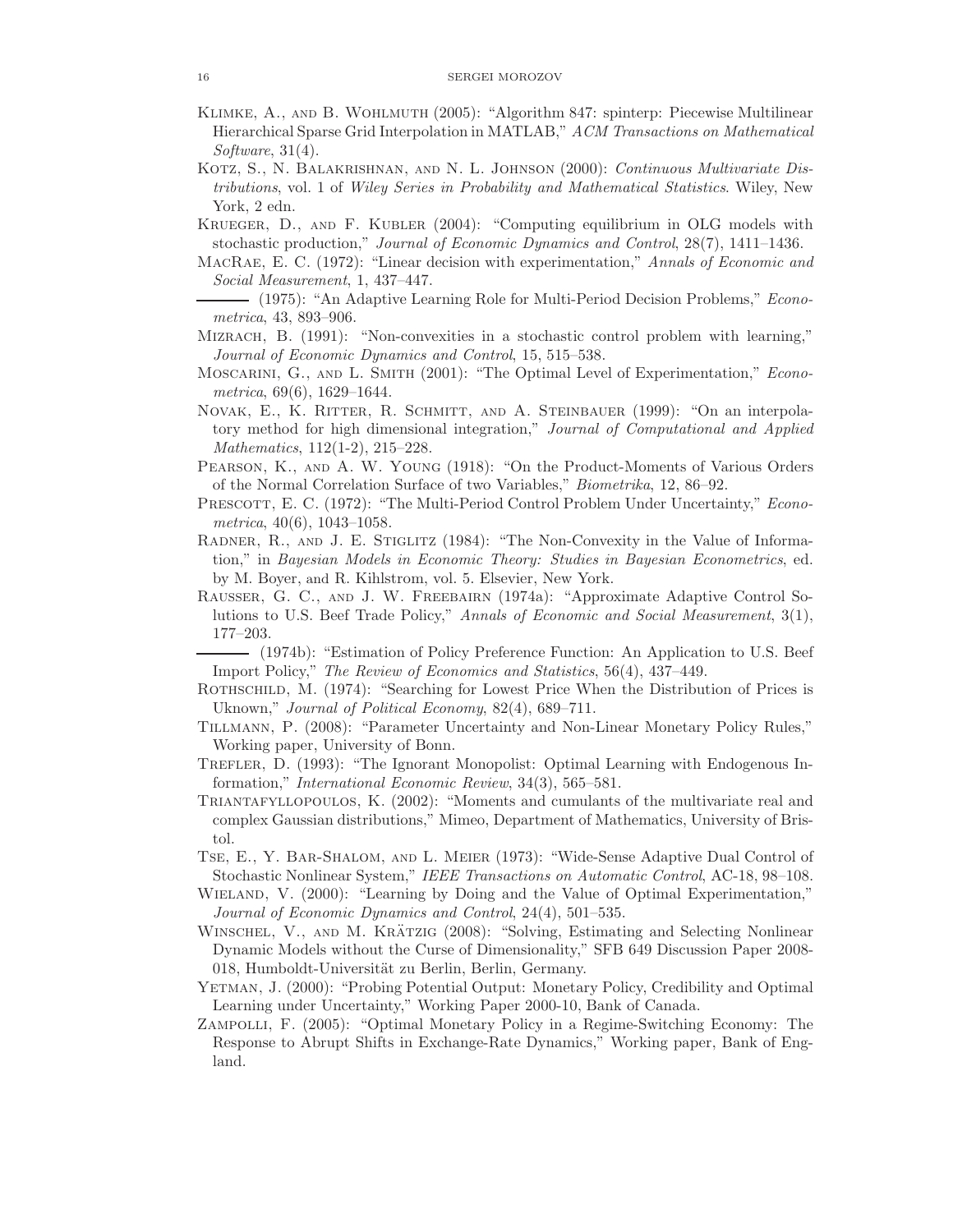Klimke, A., and B. Wohlmuth (2005): "Algorithm 847: spinterp: Piecewise Multilinear Hierarchical Sparse Grid Interpolation in MATLAB," *ACM Transactions on Mathematical Software*, 31(4).

Kotz, S., N. Balakrishnan, and N. L. Johnson (2000): *Continuous Multivariate Distributions*, vol. 1 of *Wiley Series in Probability and Mathematical Statistics*. Wiley, New York, 2 edn.

Krueger, D., and F. Kubler (2004): "Computing equilibrium in OLG models with stochastic production," *Journal of Economic Dynamics and Control*, 28(7), 1411–1436.

MacRae, E. C. (1972): "Linear decision with experimentation," *Annals of Economic and Social Measurement*, 1, 437–447.

——— (1975): "An Adaptive Learning Role for Multi-Period Decision Problems," *Econometrica*, 43, 893–906.

Mizrach, B. (1991): "Non-convexities in a stochastic control problem with learning," *Journal of Economic Dynamics and Control*, 15, 515–538.

Moscarini, G., and L. Smith (2001): "The Optimal Level of Experimentation," *Econometrica*, 69(6), 1629–1644.

Novak, E., K. Ritter, R. Schmitt, and A. Steinbauer (1999): "On an interpolatory method for high dimensional integration," *Journal of Computational and Applied Mathematics*, 112(1-2), 215–228.

Pearson, K., and A. W. Young (1918): "On the Product-Moments of Various Orders of the Normal Correlation Surface of two Variables," *Biometrika*, 12, 86–92.

Prescott, E. C. (1972): "The Multi-Period Control Problem Under Uncertainty," *Econometrica*, 40(6), 1043–1058.

Radner, R., and J. E. Stiglitz (1984): "The Non-Convexity in the Value of Information," in *Bayesian Models in Economic Theory: Studies in Bayesian Econometrics*, ed. by M. Boyer, and R. Kihlstrom, vol. 5. Elsevier, New York.

Rausser, G. C., and J. W. Freebairn (1974a): "Approximate Adaptive Control Solutions to U.S. Beef Trade Policy," *Annals of Economic and Social Measurement*, 3(1), 177–203.

——— (1974b): "Estimation of Policy Preference Function: An Application to U.S. Beef Import Policy," *The Review of Economics and Statistics*, 56(4), 437–449.

Rothschild, M. (1974): "Searching for Lowest Price When the Distribution of Prices is Uknown," *Journal of Political Economy*, 82(4), 689–711.

Tillmann, P. (2008): "Parameter Uncertainty and Non-Linear Monetary Policy Rules," Working paper, University of Bonn.

Trefler, D. (1993): "The Ignorant Monopolist: Optimal Learning with Endogenous Information," *International Economic Review*, 34(3), 565–581.

Triantafyllopoulos, K. (2002): "Moments and cumulants of the multivariate real and complex Gaussian distributions," Mimeo, Department of Mathematics, University of Bristol.

Tse, E., Y. Bar-Shalom, and L. Meier (1973): "Wide-Sense Adaptive Dual Control of Stochastic Nonlinear System," *IEEE Transactions on Automatic Control*, AC-18, 98–108.

Wieland, V. (2000): "Learning by Doing and the Value of Optimal Experimentation," *Journal of Economic Dynamics and Control*, 24(4), 501–535.

Winschel, V., and M. Krätzig (2008): "Solving, Estimating and Selecting Nonlinear Dynamic Models without the Curse of Dimensionality," SFB 649 Discussion Paper 2008-018, Humboldt-Universität zu Berlin, Berlin, Germany.

Yetman, J. (2000): "Probing Potential Output: Monetary Policy, Credibility and Optimal Learning under Uncertainty," Working Paper 2000-10, Bank of Canada.

Zampolli, F. (2005): "Optimal Monetary Policy in a Regime-Switching Economy: The Response to Abrupt Shifts in Exchange-Rate Dynamics," Working paper, Bank of England.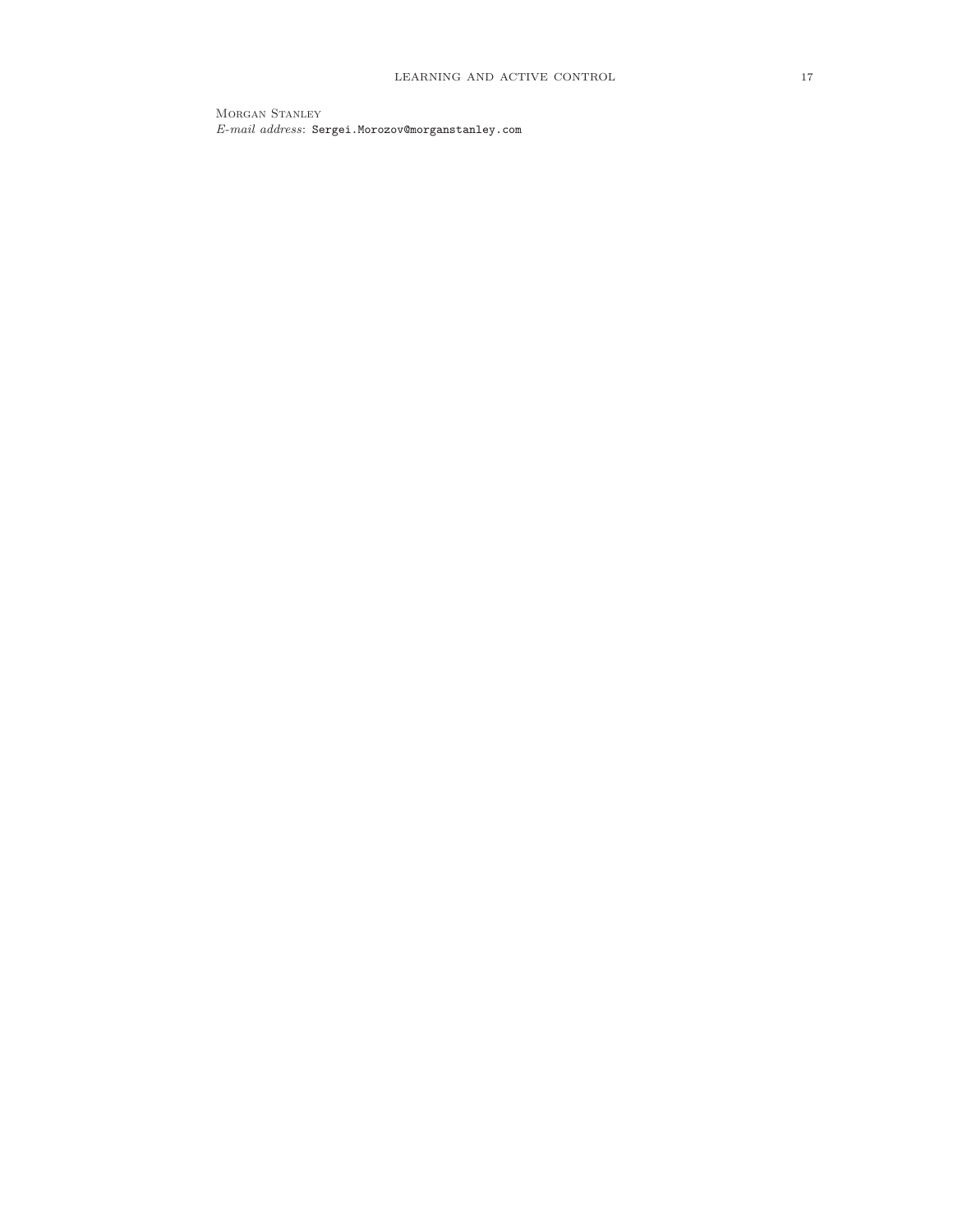Morgan Stanley

*E-mail address*: Sergei.Morozov@morganstanley.com